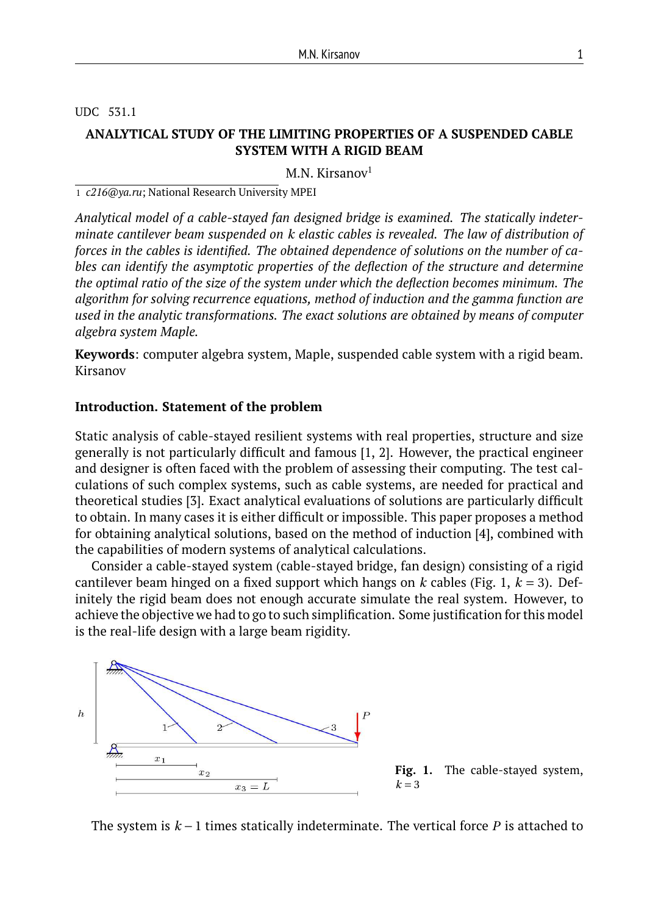UDC 531.1

# ANALYTICAL STUDY OF THE LIMITING PROPERTIES OF A SUSPENDED CABLE SYSTEM WITH A RIGID BEAM

M.N. Kirsanov[1]

1 *c216@ya.ru*; National Research University MPEI

*Analytical model of a cable-stayed fan designed bridge is examined. The statically indeterminate cantilever beam suspended on $k$ elastic cables is revealed. The law of distribution of forces in the cables is identified. The obtained dependence of solutions on the number of cables can identify the asymptotic properties of the deflection of the structure and determine the optimal ratio of the size of the system under which the deflection becomes minimum. The algorithm for solving recurrence equations, method of induction and the gamma function are used in the analytic transformations. The exact solutions are obtained by means of computer algebra system Maple.*

**Keywords**: computer algebra system, Maple, suspended cable system with a rigid beam. Kirsanov

## Introduction. Statement of the problem

Static analysis of cable-stayed resilient systems with real properties, structure and size generally is not particularly difficult and famous [1, 2]. However, the practical engineer and designer is often faced with the problem of assessing their computing. The test calculations of such complex systems, such as cable systems, are needed for practical and theoretical studies [3]. Exact analytical evaluations of solutions are particularly difficult to obtain. In many cases it is either difficult or impossible. This paper proposes a method for obtaining analytical solutions, based on the method of induction [4], combined with the capabilities of modern systems of analytical calculations.

Consider a cable-stayed system (cable-stayed bridge, fan design) consisting of a rigid cantilever beam hinged on a fixed support which hangs on $k$ cables (Fig. 1, $k = 3$). Definitely the rigid beam does not enough accurate simulate the real system. However, to achieve the objective we had to go to such simplification. Some justification for this model is the real-life design with a large beam rigidity.

**Fig. 1.** The cable-stayed system, $k = 3$

The system is $k - 1$ times statically indeterminate. The vertical force $P$ is attached to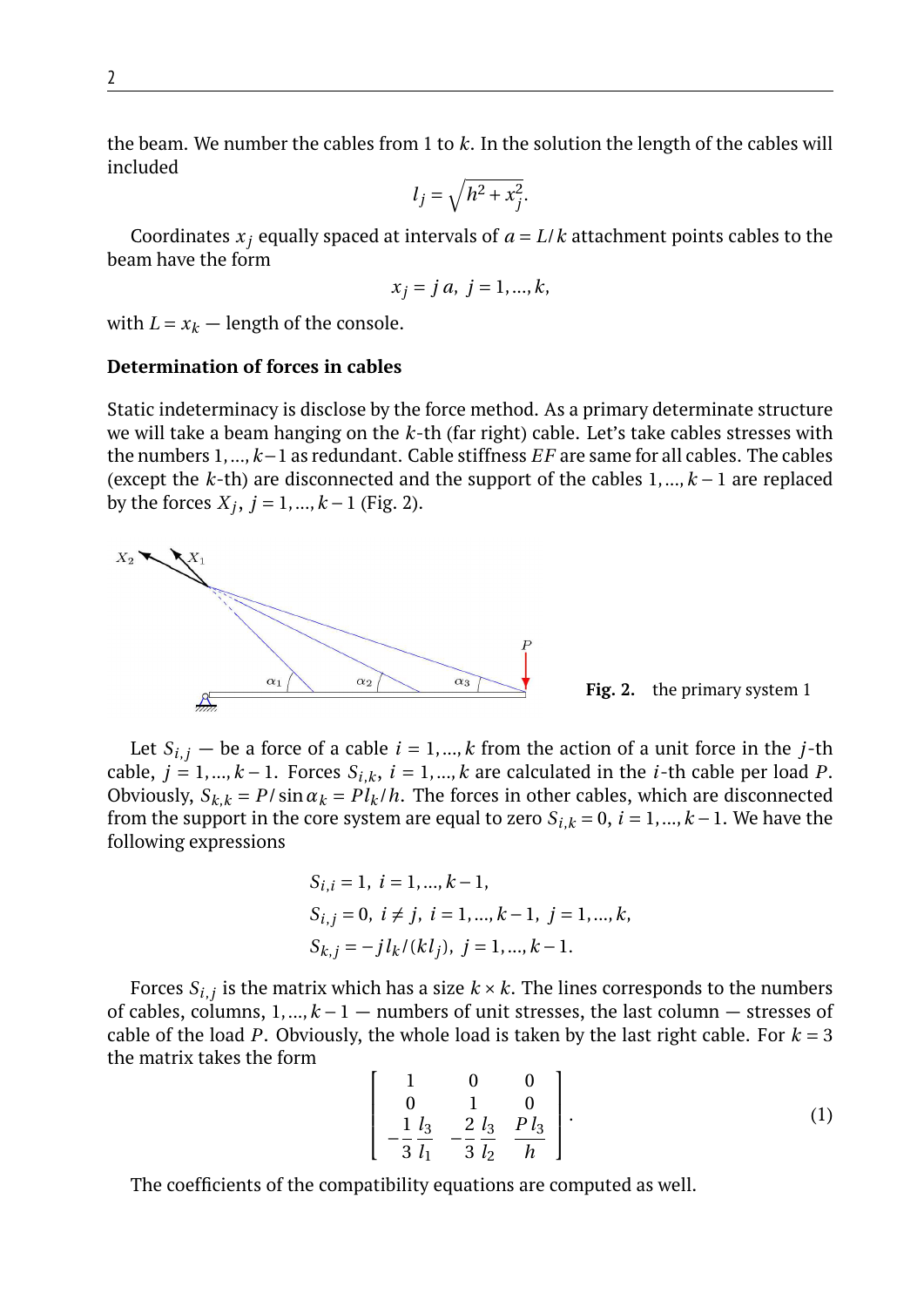the beam. We number the cables from 1 to $k$. In the solution the length of the cables will included

$$l_j = \sqrt{h^2 + x_j^2}.$$

Coordinates $x_j$ equally spaced at intervals of $a = L/k$ attachment points cables to the beam have the form

$$x_j = j\,a,\ j = 1,\dots,k,$$

with $L = x_k$ — length of the console.

**Determination of forces in cables**

Static indeterminacy is disclose by the force method. As a primary determinate structure we will take a beam hanging on the $k$-th (far right) cable. Let's take cables stresses with the numbers $1,\dots,k-1$ as redundant. Cable stiffness $EF$ are same for all cables. The cables (except the $k$-th) are disconnected and the support of the cables $1,\dots,k-1$ are replaced by the forces $X_j$, $j = 1,\dots,k-1$ (Fig. 2).

**Fig. 2.** the primary system 1

Let $S_{i,j}$ — be a force of a cable $i = 1,\dots,k$ from the action of a unit force in the $j$-th cable, $j = 1,\dots,k-1$. Forces $S_{i,k}$, $i = 1,\dots,k$ are calculated in the $i$-th cable per load $P$. Obviously, $S_{k,k} = P/\sin\alpha_k = Pl_k/h$. The forces in other cables, which are disconnected from the support in the core system are equal to zero $S_{i,k} = 0$, $i = 1,\dots,k-1$. We have the following expressions

$$S_{i,i} = 1,\ i = 1,\dots,k-1,$$
$$S_{i,j} = 0,\ i \neq j,\ i = 1,\dots,k-1,\ j = 1,\dots,k,$$
$$S_{k,j} = -j\,l_k/(kl_j),\ j = 1,\dots,k-1.$$

Forces $S_{i,j}$ is the matrix which has a size $k \times k$. The lines corresponds to the numbers of cables, columns, $1,\dots,k-1$ — numbers of unit stresses, the last column — stresses of cable of the load $P$. Obviously, the whole load is taken by the last right cable. For $k = 3$ the matrix takes the form

$$\begin{bmatrix} 1 & 0 & 0 \\ 0 & 1 & 0 \\ -\dfrac{1}{3}\dfrac{l_3}{l_1} & -\dfrac{2}{3}\dfrac{l_3}{l_2} & \dfrac{Pl_3}{h} \end{bmatrix}. \tag{1}$$

The coefficients of the compatibility equations are computed as well.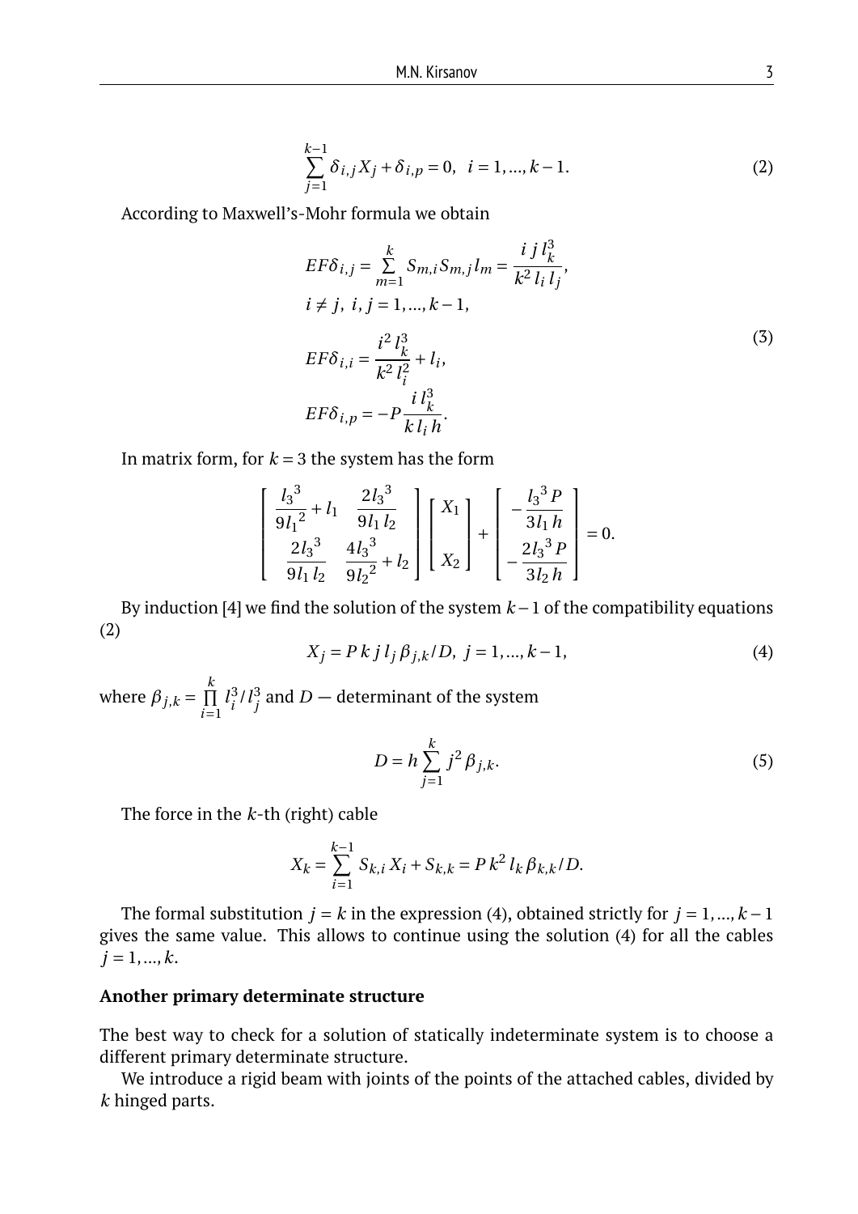$$\sum_{j=1}^{k-1} \delta_{i,j} X_j + \delta_{i,p} = 0, \quad i = 1, \ldots, k-1. \tag{2}$$

According to Maxwell's-Mohr formula we obtain

$$\begin{aligned}
&EF\delta_{i,j} = \sum_{m=1}^{k} S_{m,i} S_{m,j} l_m = \frac{i\,j\,l_k^3}{k^2\,l_i\,l_j}, \\
&i \neq j, \ i,j = 1, \ldots, k-1, \\
&EF\delta_{i,i} = \frac{i^2\,l_k^3}{k^2\,l_i^2} + l_i, \\
&EF\delta_{i,p} = -P\frac{i\,l_k^3}{k\,l_i\,h}.
\end{aligned} \tag{3}$$

In matrix form, for $k = 3$ the system has the form

$$\begin{bmatrix} \dfrac{{l_3}^3}{9{l_1}^2} + l_1 & \dfrac{2{l_3}^3}{9l_1\,l_2} \\ \dfrac{2{l_3}^3}{9l_1\,l_2} & \dfrac{4{l_3}^3}{9{l_2}^2} + l_2 \end{bmatrix} \begin{bmatrix} X_1 \\ \\ X_2 \end{bmatrix} + \begin{bmatrix} -\dfrac{{l_3}^3 P}{3l_1\,h} \\ -\dfrac{2{l_3}^3 P}{3l_2\,h} \end{bmatrix} = 0.$$

By induction [4] we find the solution of the system $k-1$ of the compatibility equations (2)

$$X_j = P\,k\,j\,l_j\,\beta_{j,k}/D, \ j = 1, \ldots, k-1, \tag{4}$$

where $\beta_{j,k} = \prod_{i=1}^{k} l_i^3/l_j^3$ and $D$ — determinant of the system

$$D = h\sum_{j=1}^{k} j^2\,\beta_{j,k}. \tag{5}$$

The force in the $k$-th (right) cable

$$X_k = \sum_{i=1}^{k-1} S_{k,i}\,X_i + S_{k,k} = P\,k^2\,l_k\,\beta_{k,k}/D.$$

The formal substitution $j = k$ in the expression (4), obtained strictly for $j = 1, \ldots, k-1$ gives the same value. This allows to continue using the solution (4) for all the cables $j = 1, \ldots, k$.

**Another primary determinate structure**

The best way to check for a solution of statically indeterminate system is to choose a different primary determinate structure.

We introduce a rigid beam with joints of the points of the attached cables, divided by $k$ hinged parts.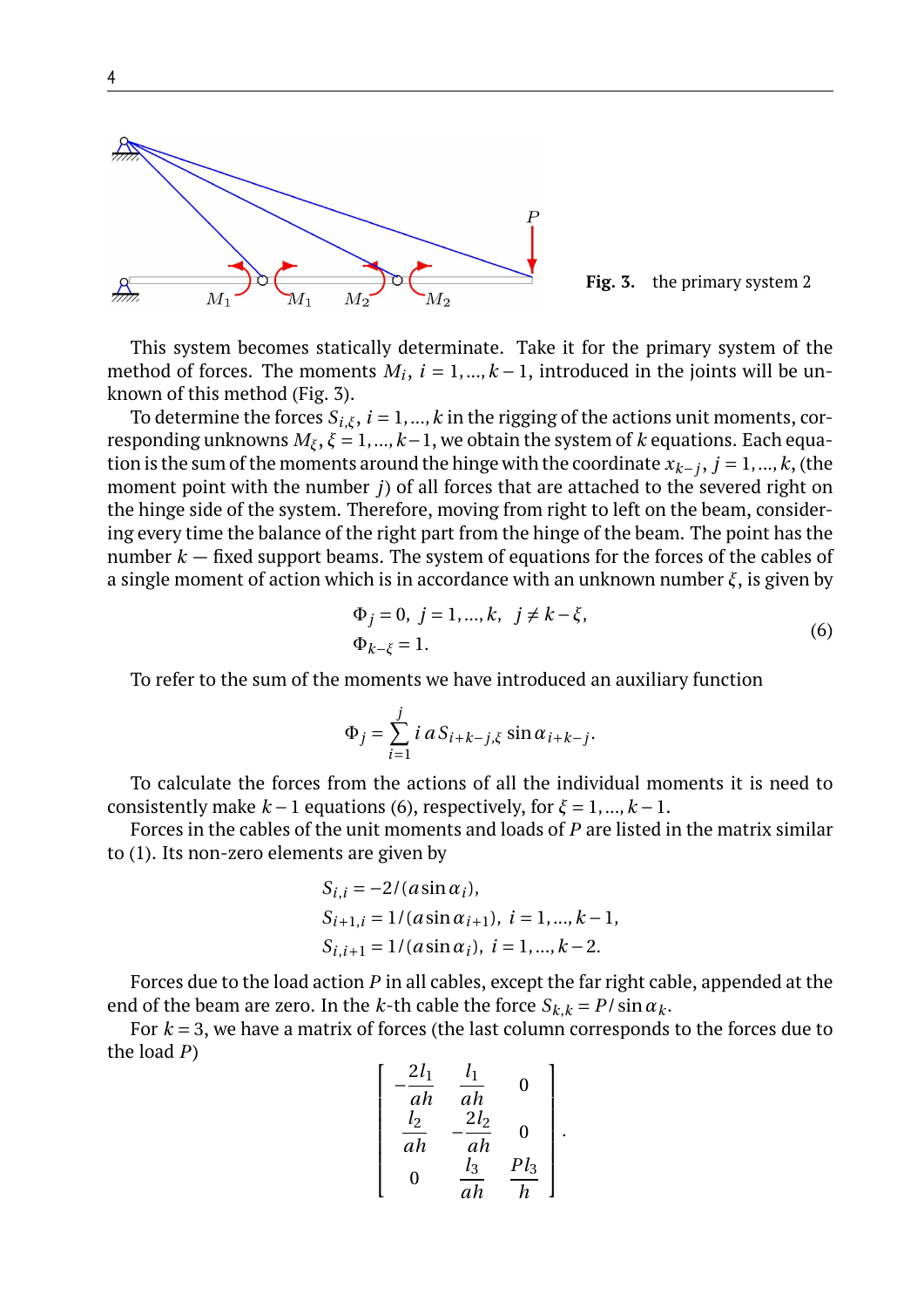**Fig. 3.** the primary system 2

This system becomes statically determinate. Take it for the primary system of the method of forces. The moments $M_i$, $i = 1,...,k-1$, introduced in the joints will be unknown of this method (Fig. 3).

To determine the forces $S_{i,\xi}$, $i = 1,...,k$ in the rigging of the actions unit moments, corresponding unknowns $M_\xi$, $\xi = 1,...,k-1$, we obtain the system of $k$ equations. Each equation is the sum of the moments around the hinge with the coordinate $x_{k-j}$, $j = 1,...,k$, (the moment point with the number $j$) of all forces that are attached to the severed right on the hinge side of the system. Therefore, moving from right to left on the beam, considering every time the balance of the right part from the hinge of the beam. The point has the number $k$ — fixed support beams. The system of equations for the forces of the cables of a single moment of action which is in accordance with an unknown number $\xi$, is given by

$$\begin{aligned} &\Phi_j = 0, \ j = 1,...,k, \quad j \neq k-\xi, \\ &\Phi_{k-\xi} = 1. \end{aligned} \tag{6}$$

To refer to the sum of the moments we have introduced an auxiliary function

$$\Phi_j = \sum_{i=1}^{j} i\, a S_{i+k-j,\xi} \sin\alpha_{i+k-j}.$$

To calculate the forces from the actions of all the individual moments it is need to consistently make $k-1$ equations (6), respectively, for $\xi = 1,...,k-1$.

Forces in the cables of the unit moments and loads of $P$ are listed in the matrix similar to (1). Its non-zero elements are given by

$$\begin{aligned} &S_{i,i} = -2/(a \sin\alpha_i), \\ &S_{i+1,i} = 1/(a \sin\alpha_{i+1}), \ i = 1,...,k-1, \\ &S_{i,i+1} = 1/(a \sin\alpha_i), \ i = 1,...,k-2. \end{aligned}$$

Forces due to the load action $P$ in all cables, except the far right cable, appended at the end of the beam are zero. In the $k$-th cable the force $S_{k,k} = P/\sin\alpha_k$.

For $k = 3$, we have a matrix of forces (the last column corresponds to the forces due to the load $P$)

$$\begin{bmatrix} -\dfrac{2l_1}{ah} & \dfrac{l_1}{ah} & 0 \\ \dfrac{l_2}{ah} & -\dfrac{2l_2}{ah} & 0 \\ 0 & \dfrac{l_3}{ah} & \dfrac{Pl_3}{h} \end{bmatrix}.$$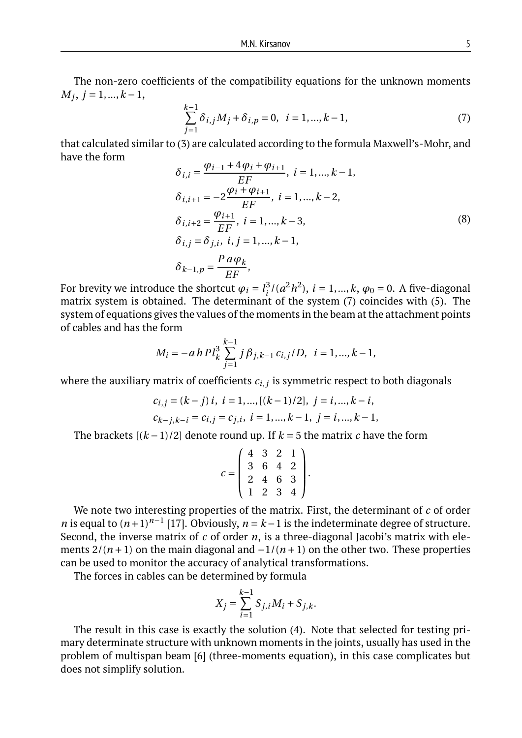The non-zero coefficients of the compatibility equations for the unknown moments $M_j$, $j = 1,...,k-1$,

$$\sum_{j=1}^{k-1} \delta_{i,j} M_j + \delta_{i,p} = 0, \quad i = 1,...,k-1, \tag{7}$$

that calculated similar to (3) are calculated according to the formula Maxwell's-Mohr, and have the form

$$\begin{aligned}
&\delta_{i,i} = \frac{\varphi_{i-1} + 4\varphi_i + \varphi_{i+1}}{EF}, \; i = 1,...,k-1,\\
&\delta_{i,i+1} = -2\frac{\varphi_i + \varphi_{i+1}}{EF}, \; i = 1,...,k-2,\\
&\delta_{i,i+2} = \frac{\varphi_{i+1}}{EF}, \; i = 1,...,k-3,\\
&\delta_{i,j} = \delta_{j,i}, \; i,j = 1,...,k-1,\\
&\delta_{k-1,p} = \frac{Pa\varphi_k}{EF},
\end{aligned} \tag{8}$$

For brevity we introduce the shortcut $\varphi_i = l_i^3/(a^2h^2)$, $i = 1,...,k$, $\varphi_0 = 0$. A five-diagonal matrix system is obtained. The determinant of the system (7) coincides with (5). The system of equations gives the values of the moments in the beam at the attachment points of cables and has the form

$$M_i = -ahPl_k^3 \sum_{j=1}^{k-1} j\beta_{j,k-1} c_{i,j}/D, \quad i = 1,...,k-1,$$

where the auxiliary matrix of coefficients $c_{i,j}$ is symmetric respect to both diagonals

$$c_{i,j} = (k-j)\,i, \; i = 1,...,[(k-1)/2], \; j = i,...,k-i,$$
$$c_{k-j,k-i} = c_{i,j} = c_{j,i}, \; i = 1,...,k-1, \; j = i,...,k-1,$$

The brackets $[(k-1)/2]$ denote round up. If $k = 5$ the matrix $c$ have the form

$$c = \begin{pmatrix} 4 & 3 & 2 & 1 \\ 3 & 6 & 4 & 2 \\ 2 & 4 & 6 & 3 \\ 1 & 2 & 3 & 4 \end{pmatrix}.$$

We note two interesting properties of the matrix. First, the determinant of $c$ of order $n$ is equal to $(n+1)^{n-1}$ [17]. Obviously, $n = k-1$ is the indeterminate degree of structure. Second, the inverse matrix of $c$ of order $n$, is a three-diagonal Jacobi's matrix with elements $2/(n+1)$ on the main diagonal and $-1/(n+1)$ on the other two. These properties can be used to monitor the accuracy of analytical transformations.

The forces in cables can be determined by formula

$$X_j = \sum_{i=1}^{k-1} S_{j,i} M_i + S_{j,k}.$$

The result in this case is exactly the solution (4). Note that selected for testing primary determinate structure with unknown moments in the joints, usually has used in the problem of multispan beam [6] (three-moments equation), in this case complicates but does not simplify solution.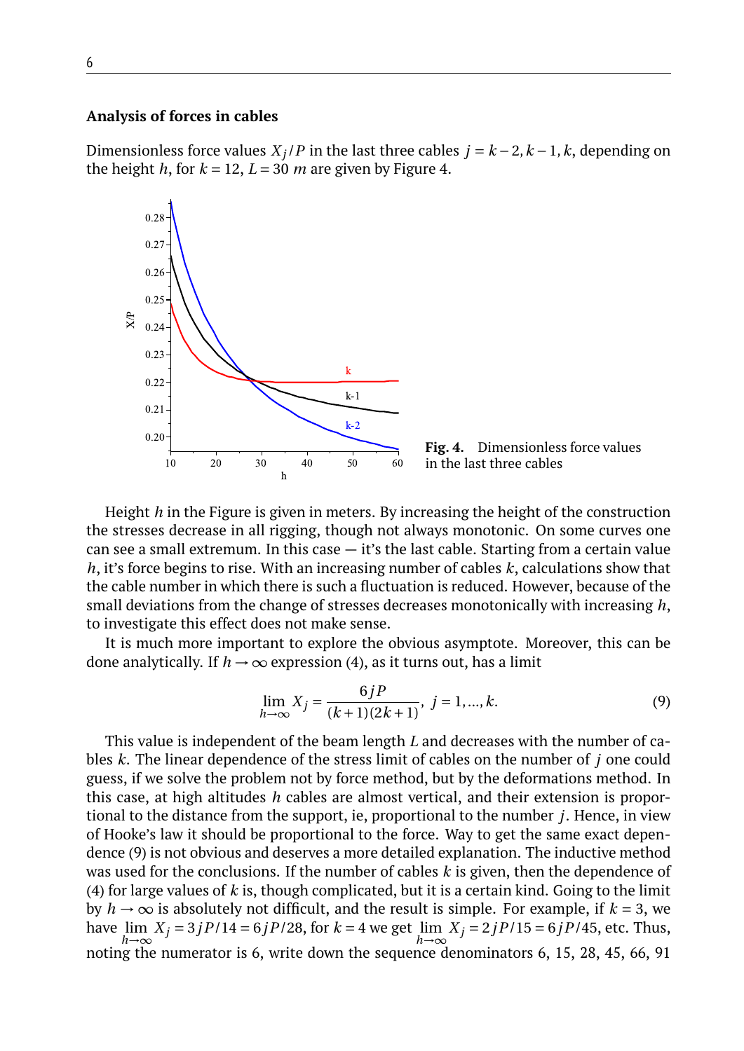**Analysis of forces in cables**

Dimensionless force values $X_j/P$ in the last three cables $j = k-2, k-1, k$, depending on the height $h$, for $k = 12$, $L = 30$ $m$ are given by Figure 4.

**Fig. 4.** Dimensionless force values in the last three cables

Height $h$ in the Figure is given in meters. By increasing the height of the construction the stresses decrease in all rigging, though not always monotonic. On some curves one can see a small extremum. In this case — it's the last cable. Starting from a certain value $h$, it's force begins to rise. With an increasing number of cables $k$, calculations show that the cable number in which there is such a fluctuation is reduced. However, because of the small deviations from the change of stresses decreases monotonically with increasing $h$, to investigate this effect does not make sense.

It is much more important to explore the obvious asymptote. Moreover, this can be done analytically. If $h \to \infty$ expression (4), as it turns out, has a limit

$$\lim_{h\to\infty} X_j = \frac{6jP}{(k+1)(2k+1)}, \; j = 1, ..., k. \tag{9}$$

This value is independent of the beam length $L$ and decreases with the number of cables $k$. The linear dependence of the stress limit of cables on the number of $j$ one could guess, if we solve the problem not by force method, but by the deformations method. In this case, at high altitudes $h$ cables are almost vertical, and their extension is proportional to the distance from the support, ie, proportional to the number $j$. Hence, in view of Hooke's law it should be proportional to the force. Way to get the same exact dependence (9) is not obvious and deserves a more detailed explanation. The inductive method was used for the conclusions. If the number of cables $k$ is given, then the dependence of (4) for large values of $k$ is, though complicated, but it is a certain kind. Going to the limit by $h \to \infty$ is absolutely not difficult, and the result is simple. For example, if $k = 3$, we have $\lim_{h\to\infty} X_j = 3jP/14 = 6jP/28$, for $k = 4$ we get $\lim_{h\to\infty} X_j = 2jP/15 = 6jP/45$, etc. Thus, noting the numerator is 6, write down the sequence denominators 6, 15, 28, 45, 66, 91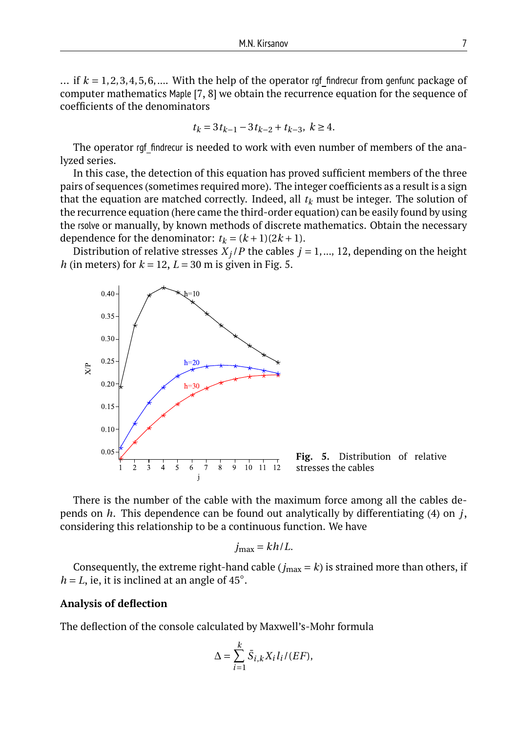... if $k = 1, 2, 3, 4, 5, 6, \ldots$. With the help of the operator rgf_findrecur from genfunc package of computer mathematics Maple [7, 8] we obtain the recurrence equation for the sequence of coefficients of the denominators

$$t_k = 3t_{k-1} - 3t_{k-2} + t_{k-3}, \ k \geq 4.$$

The operator rgf_findrecur is needed to work with even number of members of the analyzed series.

In this case, the detection of this equation has proved sufficient members of the three pairs of sequences (sometimes required more). The integer coefficients as a result is a sign that the equation are matched correctly. Indeed, all $t_k$ must be integer. The solution of the recurrence equation (here came the third-order equation) can be easily found by using the rsolve or manually, by known methods of discrete mathematics. Obtain the necessary dependence for the denominator: $t_k = (k+1)(2k+1)$.

Distribution of relative stresses $X_j/P$ the cables $j = 1, \ldots, 12$, depending on the height $h$ (in meters) for $k = 12$, $L = 30$ m is given in Fig. 5.

**Fig. 5.** Distribution of relative stresses the cables

There is the number of the cable with the maximum force among all the cables depends on $h$. This dependence can be found out analytically by differentiating (4) on $j$, considering this relationship to be a continuous function. We have

$$j_{\max} = kh/L.$$

Consequently, the extreme right-hand cable ($j_{\max} = k$) is strained more than others, if $h = L$, ie, it is inclined at an angle of 45°.

## Analysis of deflection

The deflection of the console calculated by Maxwell's-Mohr formula

$$\Delta = \sum_{i=1}^{k} \bar{S}_{i,k} X_i l_i / (EF),$$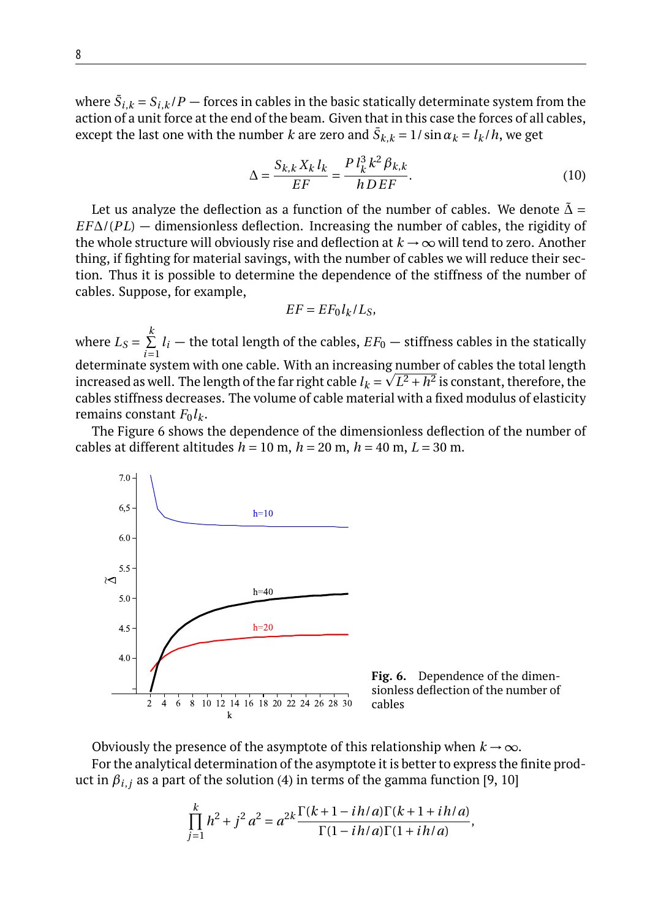where $\bar{S}_{i,k} = S_{i,k}/P$ — forces in cables in the basic statically determinate system from the action of a unit force at the end of the beam. Given that in this case the forces of all cables, except the last one with the number $k$ are zero and $\bar{S}_{k,k} = 1/\sin\alpha_k = l_k/h$, we get

$$\Delta = \frac{S_{k,k} X_k l_k}{EF} = \frac{P l_k^3 k^2 \beta_{k,k}}{h D EF}. \tag{10}$$

Let us analyze the deflection as a function of the number of cables. We denote $\tilde{\Delta} = EF\Delta/(PL)$ — dimensionless deflection. Increasing the number of cables, the rigidity of the whole structure will obviously rise and deflection at $k \to \infty$ will tend to zero. Another thing, if fighting for material savings, with the number of cables we will reduce their section. Thus it is possible to determine the dependence of the stiffness of the number of cables. Suppose, for example,

$$EF = EF_0 l_k / L_S,$$

where $L_S = \sum_{i=1}^{k} l_i$ — the total length of the cables, $EF_0$ — stiffness cables in the statically determinate system with one cable. With an increasing number of cables the total length increased as well. The length of the far right cable $l_k = \sqrt{L^2 + h^2}$ is constant, therefore, the cables stiffness decreases. The volume of cable material with a fixed modulus of elasticity remains constant $F_0 l_k$.

The Figure 6 shows the dependence of the dimensionless deflection of the number of cables at different altitudes $h = 10$ m, $h = 20$ m, $h = 40$ m, $L = 30$ m.

**Fig. 6.** Dependence of the dimensionless deflection of the number of cables

Obviously the presence of the asymptote of this relationship when $k \to \infty$.

For the analytical determination of the asymptote it is better to express the finite product in $\beta_{i,j}$ as a part of the solution (4) in terms of the gamma function [9, 10]

$$\prod_{j=1}^{k} h^2 + j^2 a^2 = a^{2k} \frac{\Gamma(k+1-ih/a)\Gamma(k+1+ih/a)}{\Gamma(1-ih/a)\Gamma(1+ih/a)},$$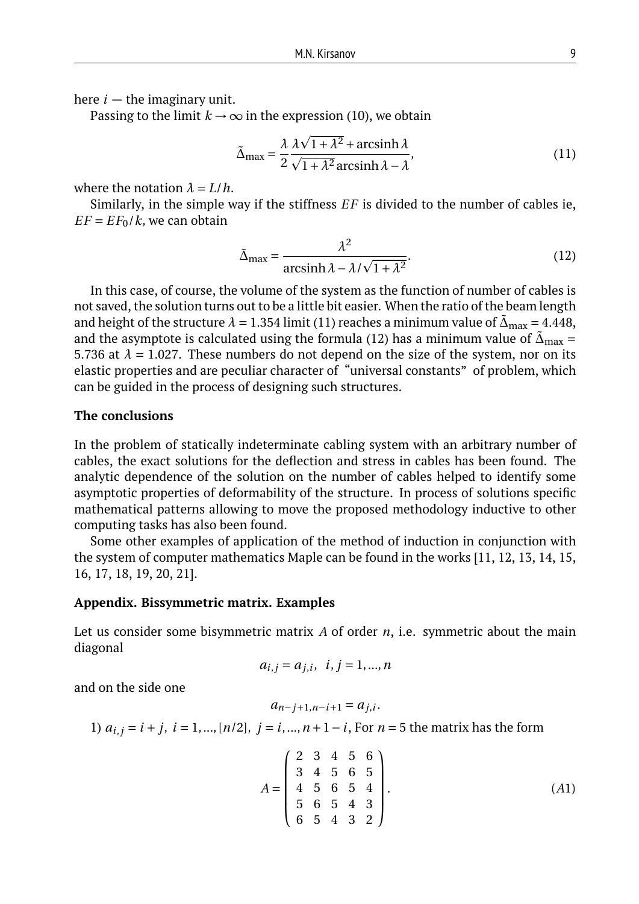here $i$ — the imaginary unit.

Passing to the limit $k \to \infty$ in the expression (10), we obtain

$$\tilde{\Delta}_{\max} = \frac{\lambda}{2} \frac{\lambda\sqrt{1+\lambda^2} + \operatorname{arcsinh}\lambda}{\sqrt{1+\lambda^2}\operatorname{arcsinh}\lambda - \lambda}, \tag{11}$$

where the notation $\lambda = L/h$.

Similarly, in the simple way if the stiffness $EF$ is divided to the number of cables ie, $EF = EF_0/k$, we can obtain

$$\tilde{\Delta}_{\max} = \frac{\lambda^2}{\operatorname{arcsinh}\lambda - \lambda/\sqrt{1+\lambda^2}}. \tag{12}$$

In this case, of course, the volume of the system as the function of number of cables is not saved, the solution turns out to be a little bit easier. When the ratio of the beam length and height of the structure $\lambda = 1.354$ limit (11) reaches a minimum value of $\tilde{\Delta}_{\max} = 4.448$, and the asymptote is calculated using the formula (12) has a minimum value of $\tilde{\Delta}_{\max} = 5.736$ at $\lambda = 1.027$. These numbers do not depend on the size of the system, nor on its elastic properties and are peculiar character of "universal constants" of problem, which can be guided in the process of designing such structures.

**The conclusions**

In the problem of statically indeterminate cabling system with an arbitrary number of cables, the exact solutions for the deflection and stress in cables has been found. The analytic dependence of the solution on the number of cables helped to identify some asymptotic properties of deformability of the structure. In process of solutions specific mathematical patterns allowing to move the proposed methodology inductive to other computing tasks has also been found.

Some other examples of application of the method of induction in conjunction with the system of computer mathematics Maple can be found in the works [11, 12, 13, 14, 15, 16, 17, 18, 19, 20, 21].

**Appendix. Bissymmetric matrix. Examples**

Let us consider some bisymmetric matrix $A$ of order $n$, i.e. symmetric about the main diagonal

$$a_{i,j} = a_{j,i}, \quad i,j = 1,...,n$$

and on the side one

$$a_{n-j+1,n-i+1} = a_{j,i}.$$

1) $a_{i,j} = i + j,\ i = 1,...,[n/2],\ j = i,...,n+1-i$, For $n = 5$ the matrix has the form

$$A = \begin{pmatrix} 2 & 3 & 4 & 5 & 6 \\ 3 & 4 & 5 & 6 & 5 \\ 4 & 5 & 6 & 5 & 4 \\ 5 & 6 & 5 & 4 & 3 \\ 6 & 5 & 4 & 3 & 2 \end{pmatrix}. \tag{A1}$$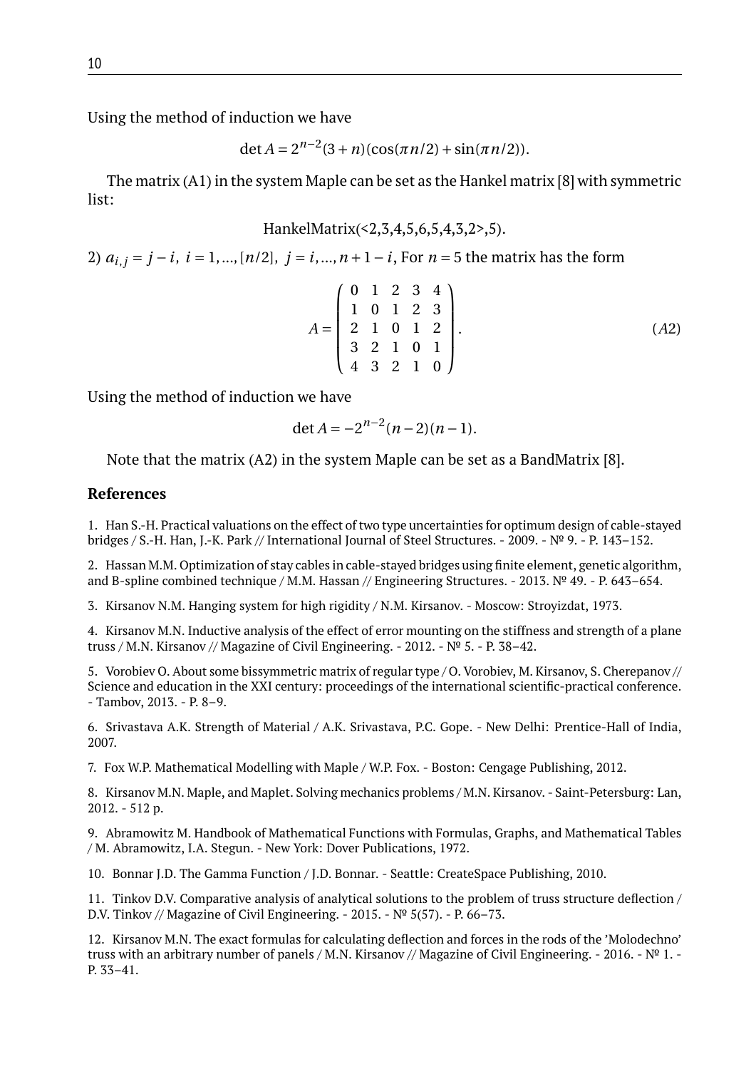Using the method of induction we have

$$\det A = 2^{n-2}(3+n)(\cos(\pi n/2)+\sin(\pi n/2)).$$

The matrix (A1) in the system Maple can be set as the Hankel matrix [8] with symmetric list:

HankelMatrix(<2,3,4,5,6,5,4,3,2>,5).

2) $a_{i,j} = j - i,\ i = 1,...,[n/2],\ j = i,...,n+1-i$, For $n = 5$ the matrix has the form

$$A = \begin{pmatrix} 0 & 1 & 2 & 3 & 4 \\ 1 & 0 & 1 & 2 & 3 \\ 2 & 1 & 0 & 1 & 2 \\ 3 & 2 & 1 & 0 & 1 \\ 4 & 3 & 2 & 1 & 0 \end{pmatrix}. \qquad (A2)$$

Using the method of induction we have

$$\det A = -2^{n-2}(n-2)(n-1).$$

Note that the matrix (A2) in the system Maple can be set as a BandMatrix [8].

## References

1. Han S.-H. Practical valuations on the effect of two type uncertainties for optimum design of cable-stayed bridges / S.-H. Han, J.-K. Park // International Journal of Steel Structures. - 2009. - № 9. - P. 143–152.

2. Hassan M.M. Optimization of stay cables in cable-stayed bridges using finite element, genetic algorithm, and B-spline combined technique / M.M. Hassan // Engineering Structures. - 2013. № 49. - P. 643–654.

3. Kirsanov N.M. Hanging system for high rigidity / N.M. Kirsanov. - Moscow: Stroyizdat, 1973.

4. Kirsanov M.N. Inductive analysis of the effect of error mounting on the stiffness and strength of a plane truss / M.N. Kirsanov // Magazine of Civil Engineering. - 2012. - № 5. - P. 38–42.

5. Vorobiev O. About some bissymmetric matrix of regular type / O. Vorobiev, M. Kirsanov, S. Cherepanov // Science and education in the XXI century: proceedings of the international scientific-practical conference. - Tambov, 2013. - P. 8–9.

6. Srivastava A.K. Strength of Material / A.K. Srivastava, P.C. Gope. - New Delhi: Prentice-Hall of India, 2007.

7. Fox W.P. Mathematical Modelling with Maple / W.P. Fox. - Boston: Cengage Publishing, 2012.

8. Kirsanov M.N. Maple, and Maplet. Solving mechanics problems / M.N. Kirsanov. - Saint-Petersburg: Lan, 2012. - 512 p.

9. Abramowitz M. Handbook of Mathematical Functions with Formulas, Graphs, and Mathematical Tables / M. Abramowitz, I.A. Stegun. - New York: Dover Publications, 1972.

10. Bonnar J.D. The Gamma Function / J.D. Bonnar. - Seattle: CreateSpace Publishing, 2010.

11. Tinkov D.V. Comparative analysis of analytical solutions to the problem of truss structure deflection / D.V. Tinkov // Magazine of Civil Engineering. - 2015. - № 5(57). - P. 66–73.

12. Kirsanov M.N. The exact formulas for calculating deflection and forces in the rods of the 'Molodechno' truss with an arbitrary number of panels / M.N. Kirsanov // Magazine of Civil Engineering. - 2016. - № 1. - P. 33–41.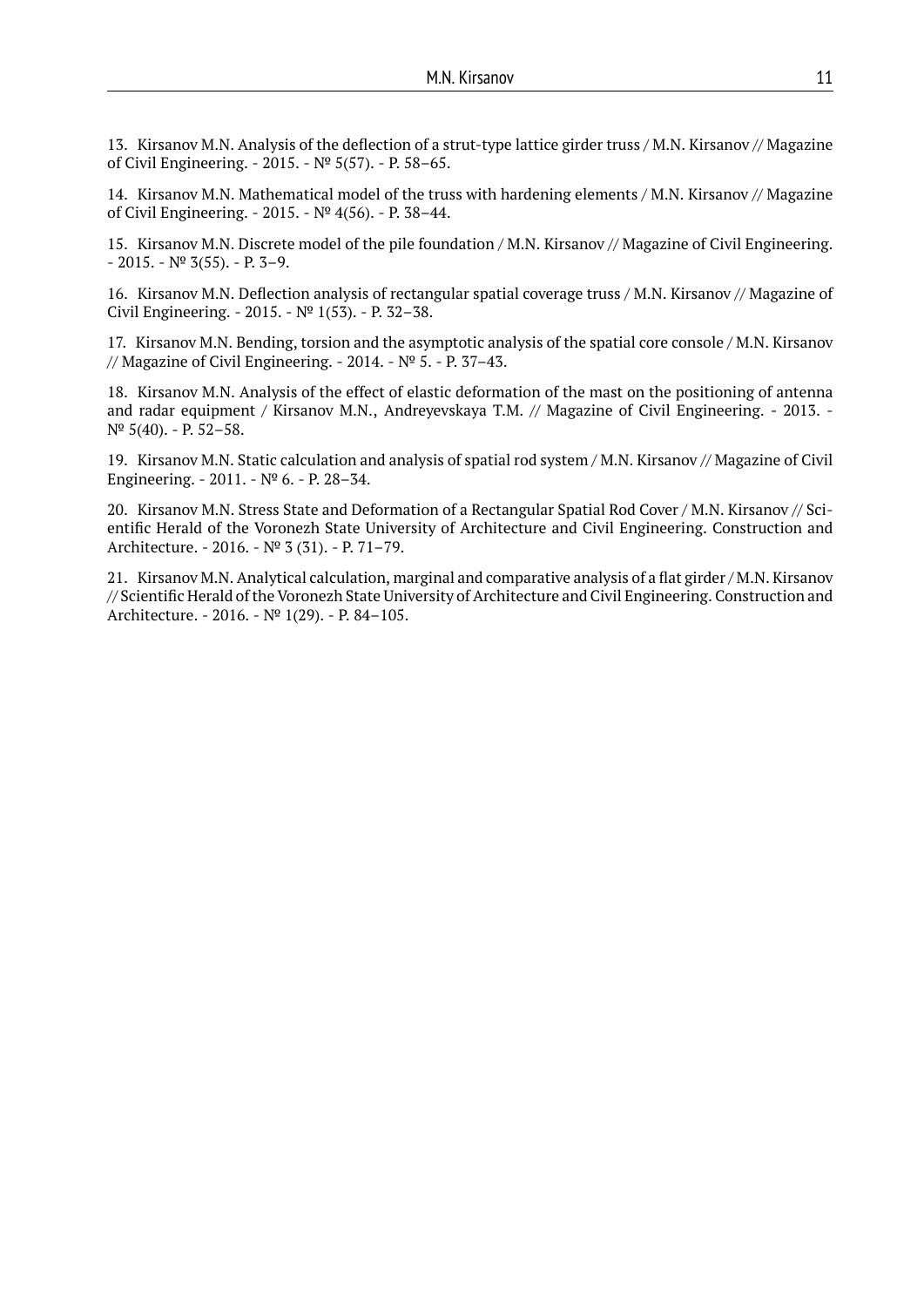13. Kirsanov M.N. Analysis of the deflection of a strut-type lattice girder truss / M.N. Kirsanov // Magazine of Civil Engineering. - 2015. - № 5(57). - P. 58–65.

14. Kirsanov M.N. Mathematical model of the truss with hardening elements / M.N. Kirsanov // Magazine of Civil Engineering. - 2015. - № 4(56). - P. 38–44.

15. Kirsanov M.N. Discrete model of the pile foundation / M.N. Kirsanov // Magazine of Civil Engineering. - 2015. - № 3(55). - P. 3–9.

16. Kirsanov M.N. Deflection analysis of rectangular spatial coverage truss / M.N. Kirsanov // Magazine of Civil Engineering. - 2015. - № 1(53). - P. 32–38.

17. Kirsanov M.N. Bending, torsion and the asymptotic analysis of the spatial core console / M.N. Kirsanov // Magazine of Civil Engineering. - 2014. - № 5. - P. 37–43.

18. Kirsanov M.N. Analysis of the effect of elastic deformation of the mast on the positioning of antenna and radar equipment / Kirsanov M.N., Andreyevskaya T.M. // Magazine of Civil Engineering. - 2013. - № 5(40). - P. 52–58.

19. Kirsanov M.N. Static calculation and analysis of spatial rod system / M.N. Kirsanov // Magazine of Civil Engineering. - 2011. - № 6. - P. 28–34.

20. Kirsanov M.N. Stress State and Deformation of a Rectangular Spatial Rod Cover / M.N. Kirsanov // Scientific Herald of the Voronezh State University of Architecture and Civil Engineering. Construction and Architecture. - 2016. - № 3 (31). - P. 71–79.

21. Kirsanov M.N. Analytical calculation, marginal and comparative analysis of a flat girder / M.N. Kirsanov // Scientific Herald of the Voronezh State University of Architecture and Civil Engineering. Construction and Architecture. - 2016. - № 1(29). - P. 84–105.